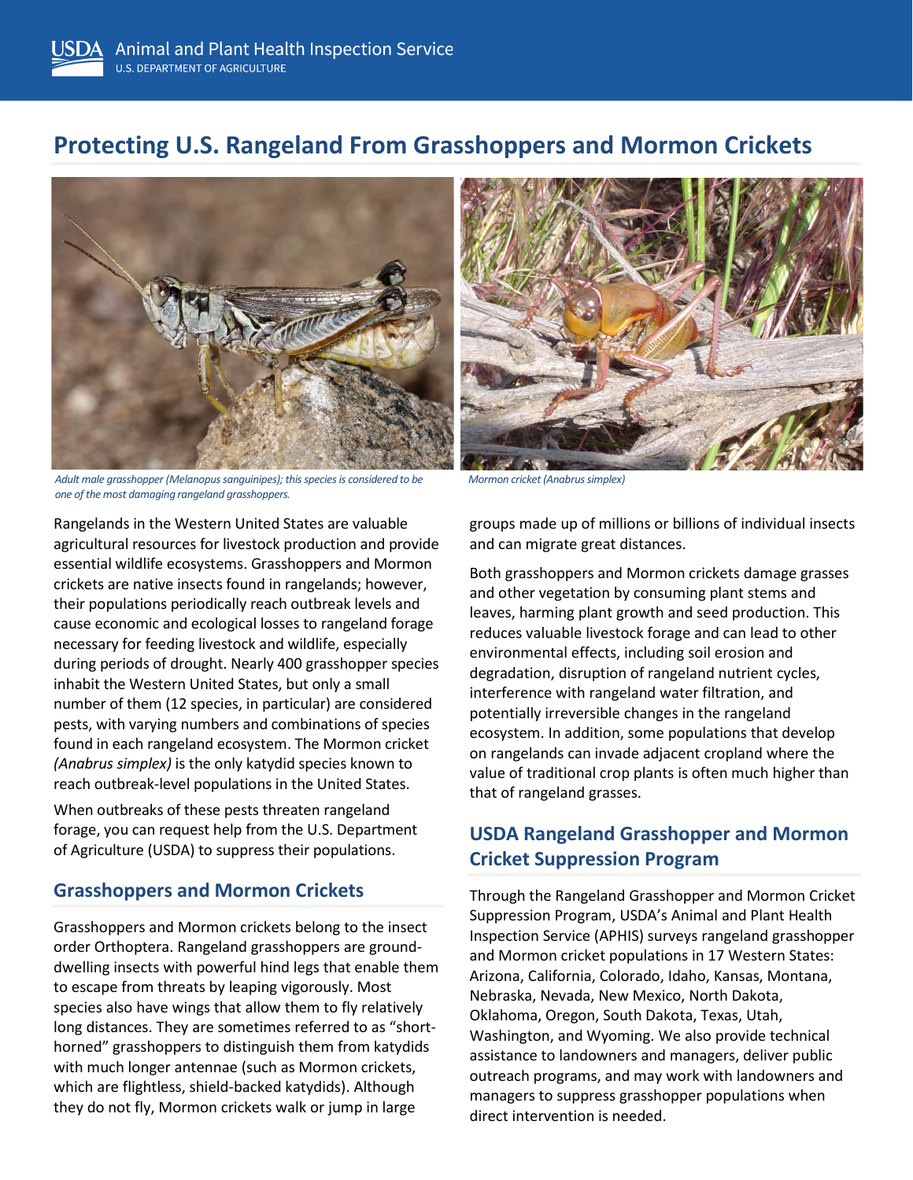# Protecting U.S. Rangeland From Grasshoppers and Mormon Crickets

*Adult male grasshopper (Melanopus sanguinipes); this species is considered to be one of the most damaging rangeland grasshoppers.*

*Mormon cricket (Anabrus simplex)*

Rangelands in the Western United States are valuable agricultural resources for livestock production and provide essential wildlife ecosystems. Grasshoppers and Mormon crickets are native insects found in rangelands; however, their populations periodically reach outbreak levels and cause economic and ecological losses to rangeland forage necessary for feeding livestock and wildlife, especially during periods of drought. Nearly 400 grasshopper species inhabit the Western United States, but only a small number of them (12 species, in particular) are considered pests, with varying numbers and combinations of species found in each rangeland ecosystem. The Mormon cricket *(Anabrus simplex)* is the only katydid species known to reach outbreak-level populations in the United States.

When outbreaks of these pests threaten rangeland forage, you can request help from the U.S. Department of Agriculture (USDA) to suppress their populations.

## Grasshoppers and Mormon Crickets

Grasshoppers and Mormon crickets belong to the insect order Orthoptera. Rangeland grasshoppers are ground-dwelling insects with powerful hind legs that enable them to escape from threats by leaping vigorously. Most species also have wings that allow them to fly relatively long distances. They are sometimes referred to as "short-horned" grasshoppers to distinguish them from katydids with much longer antennae (such as Mormon crickets, which are flightless, shield-backed katydids). Although they do not fly, Mormon crickets walk or jump in large groups made up of millions or billions of individual insects and can migrate great distances.

Both grasshoppers and Mormon crickets damage grasses and other vegetation by consuming plant stems and leaves, harming plant growth and seed production. This reduces valuable livestock forage and can lead to other environmental effects, including soil erosion and degradation, disruption of rangeland nutrient cycles, interference with rangeland water filtration, and potentially irreversible changes in the rangeland ecosystem. In addition, some populations that develop on rangelands can invade adjacent cropland where the value of traditional crop plants is often much higher than that of rangeland grasses.

## USDA Rangeland Grasshopper and Mormon Cricket Suppression Program

Through the Rangeland Grasshopper and Mormon Cricket Suppression Program, USDA's Animal and Plant Health Inspection Service (APHIS) surveys rangeland grasshopper and Mormon cricket populations in 17 Western States: Arizona, California, Colorado, Idaho, Kansas, Montana, Nebraska, Nevada, New Mexico, North Dakota, Oklahoma, Oregon, South Dakota, Texas, Utah, Washington, and Wyoming. We also provide technical assistance to landowners and managers, deliver public outreach programs, and may work with landowners and managers to suppress grasshopper populations when direct intervention is needed.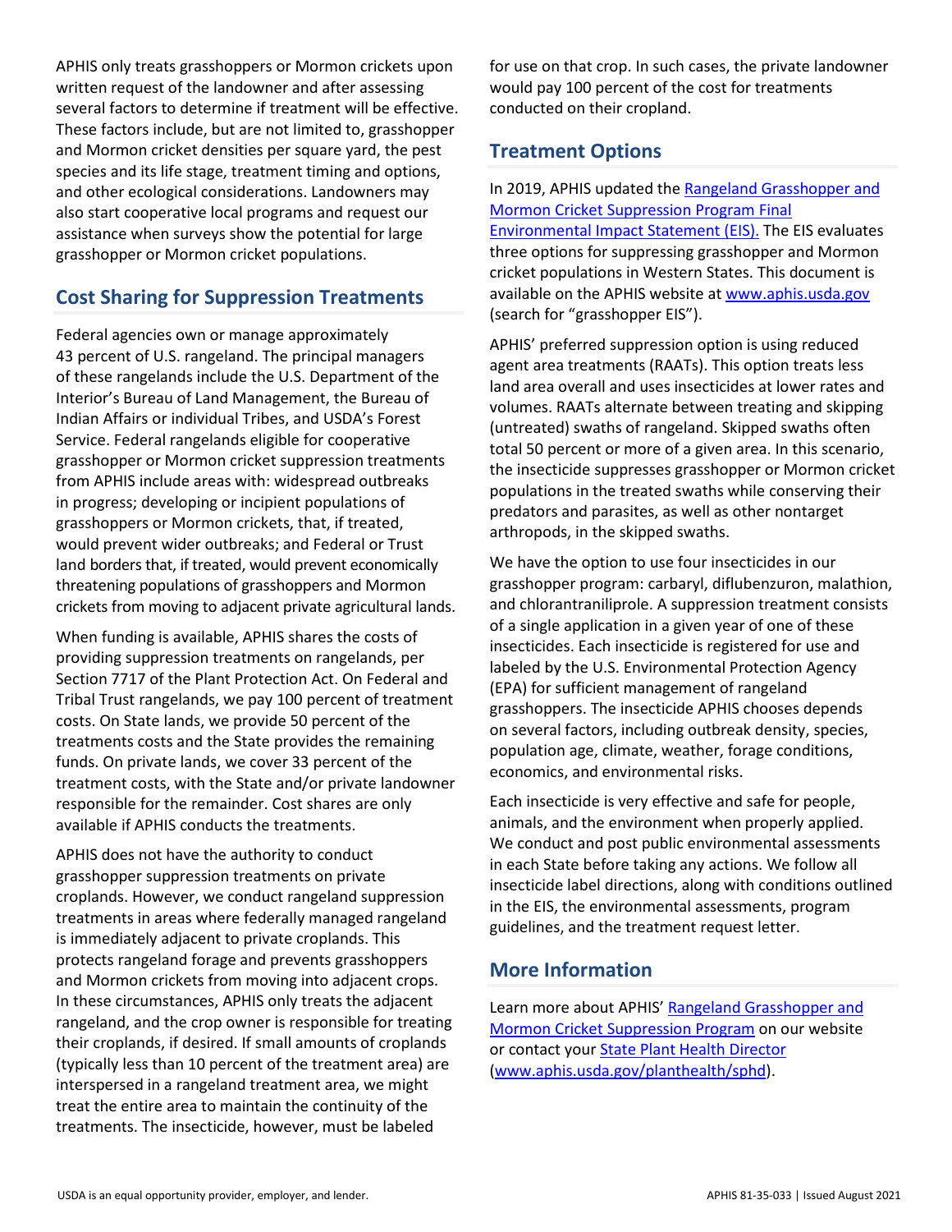APHIS only treats grasshoppers or Mormon crickets upon written request of the landowner and after assessing several factors to determine if treatment will be effective. These factors include, but are not limited to, grasshopper and Mormon cricket densities per square yard, the pest species and its life stage, treatment timing and options, and other ecological considerations. Landowners may also start cooperative local programs and request our assistance when surveys show the potential for large grasshopper or Mormon cricket populations.

## Cost Sharing for Suppression Treatments

Federal agencies own or manage approximately 43 percent of U.S. rangeland. The principal managers of these rangelands include the U.S. Department of the Interior's Bureau of Land Management, the Bureau of Indian Affairs or individual Tribes, and USDA's Forest Service. Federal rangelands eligible for cooperative grasshopper or Mormon cricket suppression treatments from APHIS include areas with: widespread outbreaks in progress; developing or incipient populations of grasshoppers or Mormon crickets, that, if treated, would prevent wider outbreaks; and Federal or Trust land borders that, if treated, would prevent economically threatening populations of grasshoppers and Mormon crickets from moving to adjacent private agricultural lands.

When funding is available, APHIS shares the costs of providing suppression treatments on rangelands, per Section 7717 of the Plant Protection Act. On Federal and Tribal Trust rangelands, we pay 100 percent of treatment costs. On State lands, we provide 50 percent of the treatments costs and the State provides the remaining funds. On private lands, we cover 33 percent of the treatment costs, with the State and/or private landowner responsible for the remainder. Cost shares are only available if APHIS conducts the treatments.

APHIS does not have the authority to conduct grasshopper suppression treatments on private croplands. However, we conduct rangeland suppression treatments in areas where federally managed rangeland is immediately adjacent to private croplands. This protects rangeland forage and prevents grasshoppers and Mormon crickets from moving into adjacent crops. In these circumstances, APHIS only treats the adjacent rangeland, and the crop owner is responsible for treating their croplands, if desired. If small amounts of croplands (typically less than 10 percent of the treatment area) are interspersed in a rangeland treatment area, we might treat the entire area to maintain the continuity of the treatments. The insecticide, however, must be labeled for use on that crop. In such cases, the private landowner would pay 100 percent of the cost for treatments conducted on their cropland.

## Treatment Options

In 2019, APHIS updated the Rangeland Grasshopper and Mormon Cricket Suppression Program Final Environmental Impact Statement (EIS). The EIS evaluates three options for suppressing grasshopper and Mormon cricket populations in Western States. This document is available on the APHIS website at www.aphis.usda.gov (search for "grasshopper EIS").

APHIS' preferred suppression option is using reduced agent area treatments (RAATs). This option treats less land area overall and uses insecticides at lower rates and volumes. RAATs alternate between treating and skipping (untreated) swaths of rangeland. Skipped swaths often total 50 percent or more of a given area. In this scenario, the insecticide suppresses grasshopper or Mormon cricket populations in the treated swaths while conserving their predators and parasites, as well as other nontarget arthropods, in the skipped swaths.

We have the option to use four insecticides in our grasshopper program: carbaryl, diflubenzuron, malathion, and chlorantraniliprole. A suppression treatment consists of a single application in a given year of one of these insecticides. Each insecticide is registered for use and labeled by the U.S. Environmental Protection Agency (EPA) for sufficient management of rangeland grasshoppers. The insecticide APHIS chooses depends on several factors, including outbreak density, species, population age, climate, weather, forage conditions, economics, and environmental risks.

Each insecticide is very effective and safe for people, animals, and the environment when properly applied. We conduct and post public environmental assessments in each State before taking any actions. We follow all insecticide label directions, along with conditions outlined in the EIS, the environmental assessments, program guidelines, and the treatment request letter.

## More Information

Learn more about APHIS' Rangeland Grasshopper and Mormon Cricket Suppression Program on our website or contact your State Plant Health Director (www.aphis.usda.gov/planthealth/sphd).

USDA is an equal opportunity provider, employer, and lender.

APHIS 81-35-033 | Issued August 2021